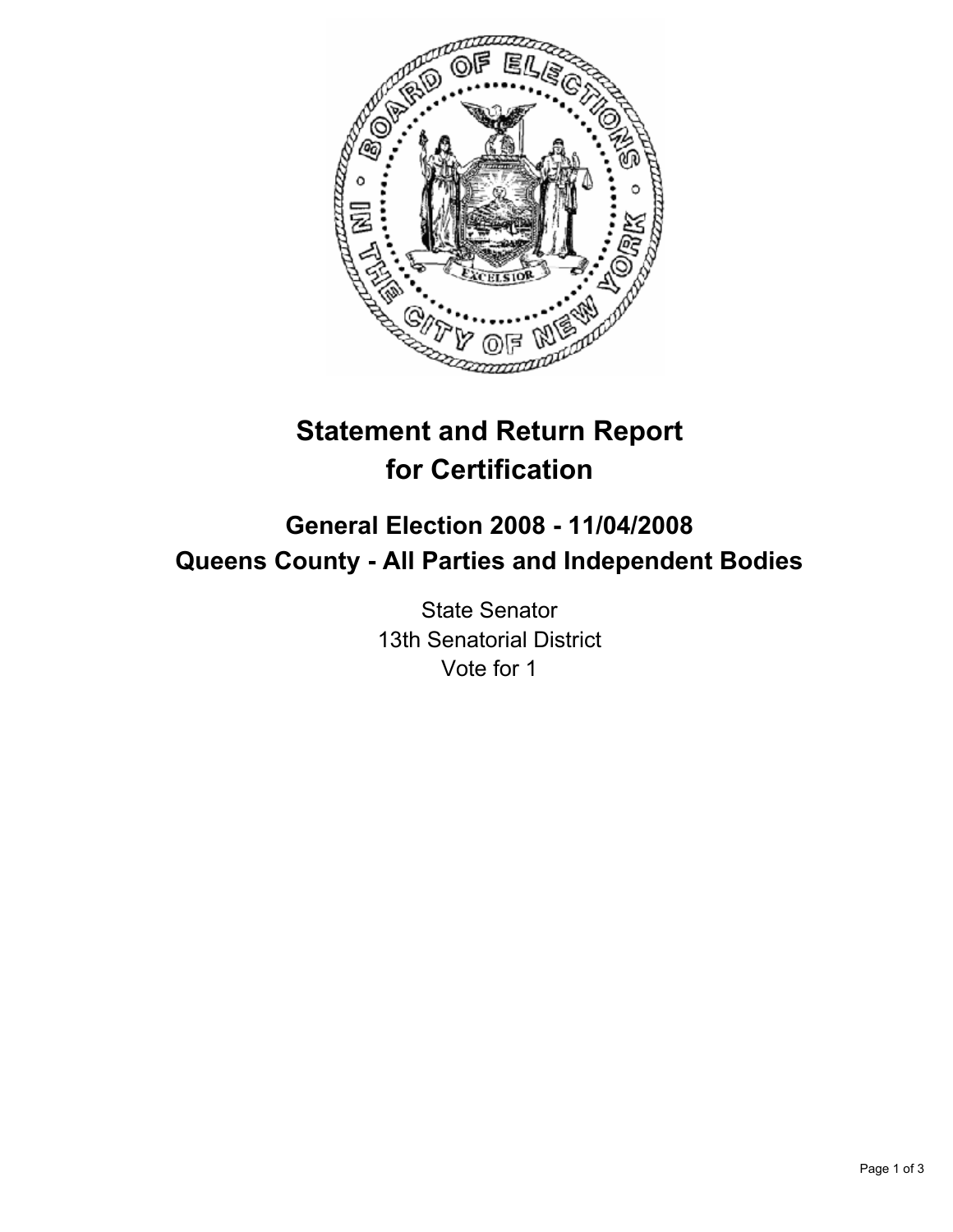# Statement and Return Report for Certification

## General Election 2008 - 11/04/2008
## Queens County - All Parties and Independent Bodies

State Senator
13th Senatorial District
Vote for 1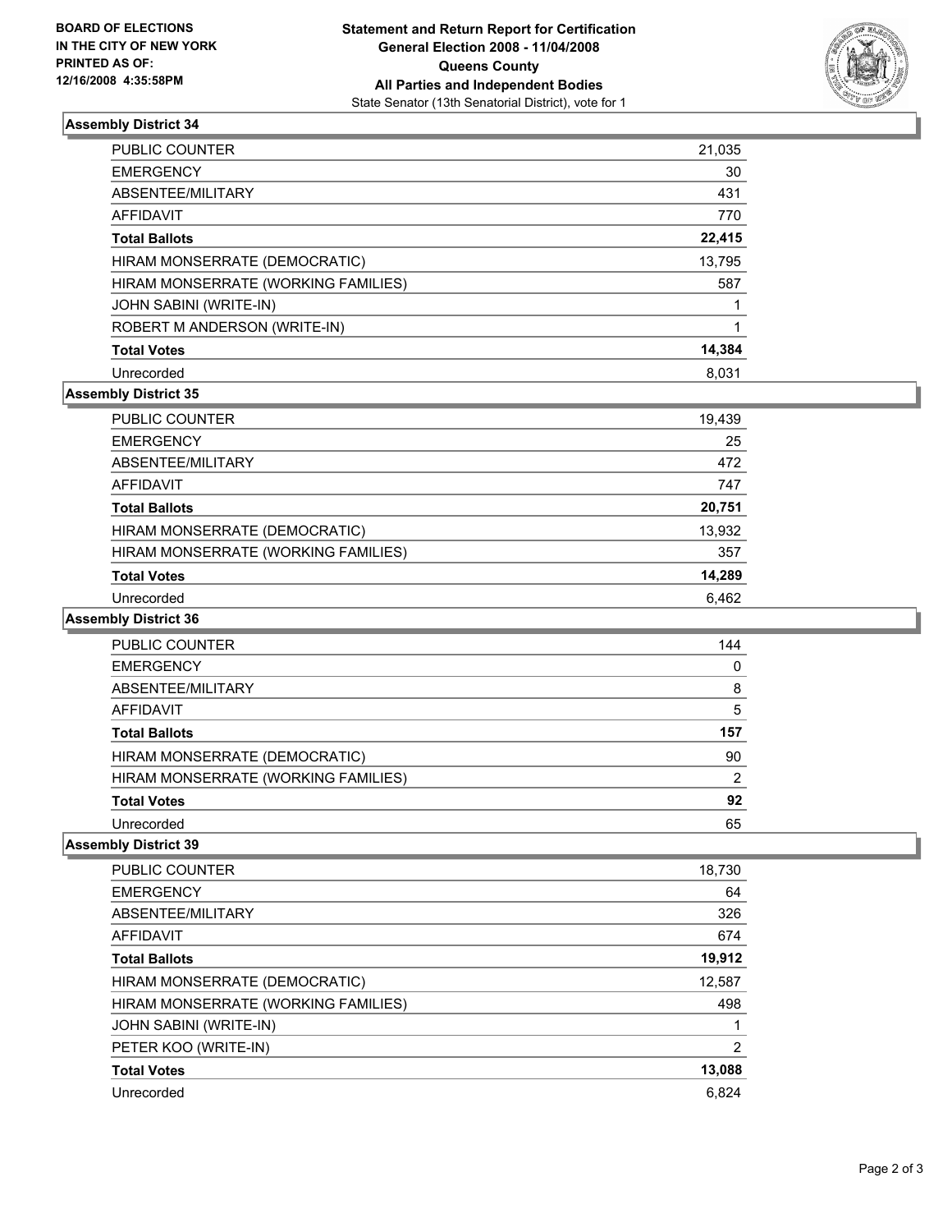**BOARD OF ELECTIONS IN THE CITY OF NEW YORK PRINTED AS OF: 12/16/2008 4:35:58PM**

**Statement and Return Report for Certification General Election 2008 - 11/04/2008 Queens County All Parties and Independent Bodies**
State Senator (13th Senatorial District), vote for 1

### Assembly District 34

| | |
|---|---|
| PUBLIC COUNTER | 21,035 |
| EMERGENCY | 30 |
| ABSENTEE/MILITARY | 431 |
| AFFIDAVIT | 770 |
| **Total Ballots** | **22,415** |
| HIRAM MONSERRATE (DEMOCRATIC) | 13,795 |
| HIRAM MONSERRATE (WORKING FAMILIES) | 587 |
| JOHN SABINI (WRITE-IN) | 1 |
| ROBERT M ANDERSON (WRITE-IN) | 1 |
| **Total Votes** | **14,384** |
| Unrecorded | 8,031 |

### Assembly District 35

| | |
|---|---|
| PUBLIC COUNTER | 19,439 |
| EMERGENCY | 25 |
| ABSENTEE/MILITARY | 472 |
| AFFIDAVIT | 747 |
| **Total Ballots** | **20,751** |
| HIRAM MONSERRATE (DEMOCRATIC) | 13,932 |
| HIRAM MONSERRATE (WORKING FAMILIES) | 357 |
| **Total Votes** | **14,289** |
| Unrecorded | 6,462 |

### Assembly District 36

| | |
|---|---|
| PUBLIC COUNTER | 144 |
| EMERGENCY | 0 |
| ABSENTEE/MILITARY | 8 |
| AFFIDAVIT | 5 |
| **Total Ballots** | **157** |
| HIRAM MONSERRATE (DEMOCRATIC) | 90 |
| HIRAM MONSERRATE (WORKING FAMILIES) | 2 |
| **Total Votes** | **92** |
| Unrecorded | 65 |

### Assembly District 39

| | |
|---|---|
| PUBLIC COUNTER | 18,730 |
| EMERGENCY | 64 |
| ABSENTEE/MILITARY | 326 |
| AFFIDAVIT | 674 |
| **Total Ballots** | **19,912** |
| HIRAM MONSERRATE (DEMOCRATIC) | 12,587 |
| HIRAM MONSERRATE (WORKING FAMILIES) | 498 |
| JOHN SABINI (WRITE-IN) | 1 |
| PETER KOO (WRITE-IN) | 2 |
| **Total Votes** | **13,088** |
| Unrecorded | 6,824 |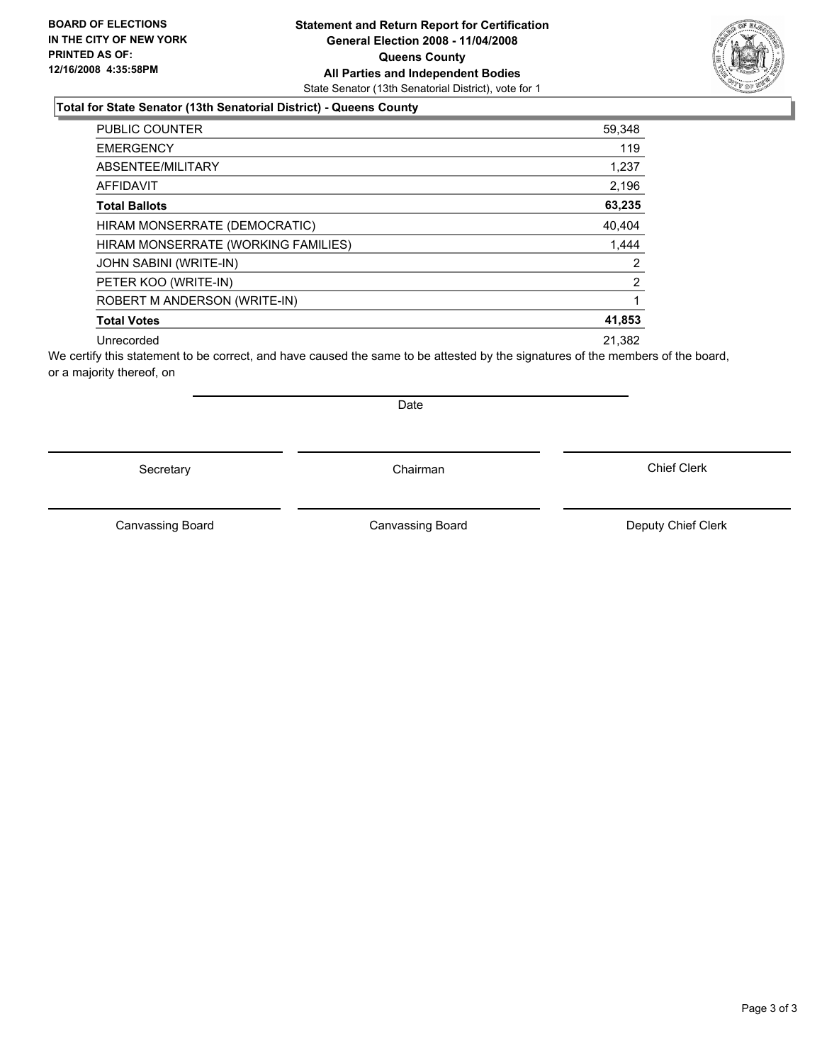**BOARD OF ELECTIONS IN THE CITY OF NEW YORK PRINTED AS OF: 12/16/2008 4:35:58PM**

**Statement and Return Report for Certification**
**General Election 2008 - 11/04/2008**
**Queens County**
**All Parties and Independent Bodies**
State Senator (13th Senatorial District), vote for 1

### Total for State Senator (13th Senatorial District) - Queens County

| | |
|---|---|
| PUBLIC COUNTER | 59,348 |
| EMERGENCY | 119 |
| ABSENTEE/MILITARY | 1,237 |
| AFFIDAVIT | 2,196 |
| **Total Ballots** | **63,235** |
| HIRAM MONSERRATE (DEMOCRATIC) | 40,404 |
| HIRAM MONSERRATE (WORKING FAMILIES) | 1,444 |
| JOHN SABINI (WRITE-IN) | 2 |
| PETER KOO (WRITE-IN) | 2 |
| ROBERT M ANDERSON (WRITE-IN) | 1 |
| **Total Votes** | **41,853** |
| Unrecorded | 21,382 |

We certify this statement to be correct, and have caused the same to be attested by the signatures of the members of the board, or a majority thereof, on

Date

Secretary

Chairman

Chief Clerk

Canvassing Board

Canvassing Board

Deputy Chief Clerk